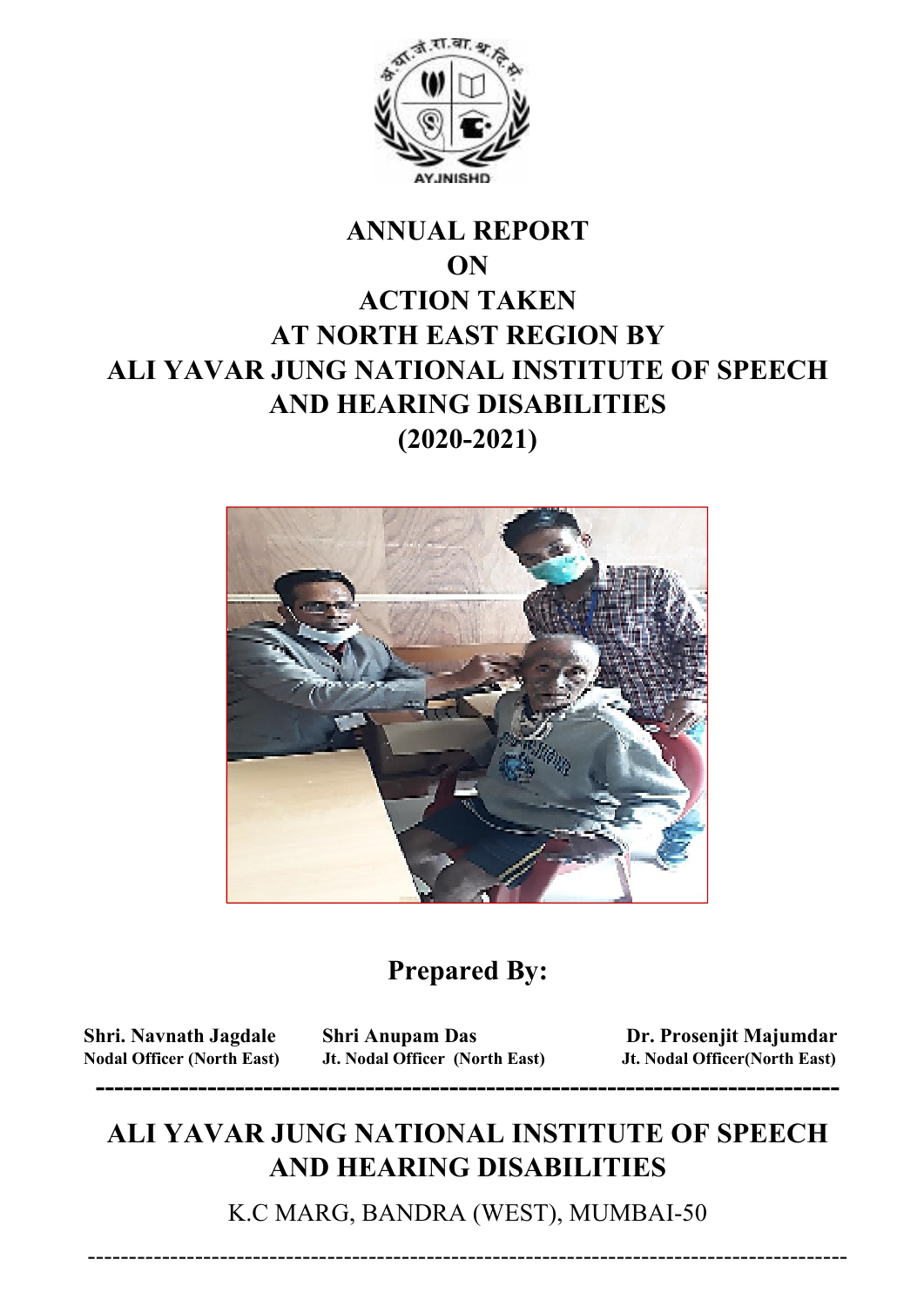# ANNUAL REPORT ON ACTION TAKEN AT NORTH EAST REGION BY ALI YAVAR JUNG NATIONAL INSTITUTE OF SPEECH AND HEARING DISABILITIES (2020-2021)

**Prepared By:**

| **Shri. Navnath Jagdale** | **Shri Anupam Das** | **Dr. Prosenjit Majumdar** |
|---|---|---|
| **Nodal Officer (North East)** | **Jt. Nodal Officer (North East)** | **Jt. Nodal Officer(North East)** |

## ALI YAVAR JUNG NATIONAL INSTITUTE OF SPEECH AND HEARING DISABILITIES

K.C MARG, BANDRA (WEST), MUMBAI-50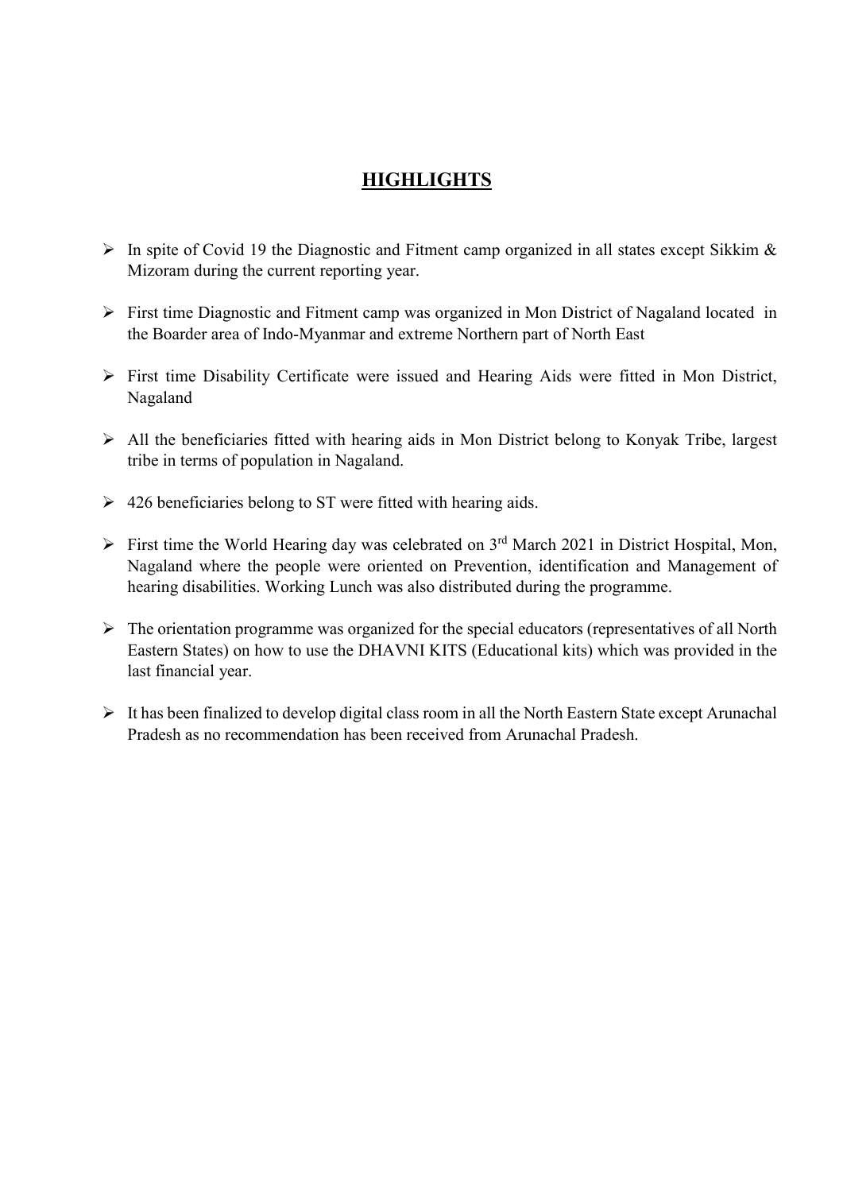# HIGHLIGHTS

- In spite of Covid 19 the Diagnostic and Fitment camp organized in all states except Sikkim & Mizoram during the current reporting year.
- First time Diagnostic and Fitment camp was organized in Mon District of Nagaland located in the Boarder area of Indo-Myanmar and extreme Northern part of North East
- First time Disability Certificate were issued and Hearing Aids were fitted in Mon District, Nagaland
- All the beneficiaries fitted with hearing aids in Mon District belong to Konyak Tribe, largest tribe in terms of population in Nagaland.
- 426 beneficiaries belong to ST were fitted with hearing aids.
- First time the World Hearing day was celebrated on 3rd March 2021 in District Hospital, Mon, Nagaland where the people were oriented on Prevention, identification and Management of hearing disabilities. Working Lunch was also distributed during the programme.
- The orientation programme was organized for the special educators (representatives of all North Eastern States) on how to use the DHAVNI KITS (Educational kits) which was provided in the last financial year.
- It has been finalized to develop digital class room in all the North Eastern State except Arunachal Pradesh as no recommendation has been received from Arunachal Pradesh.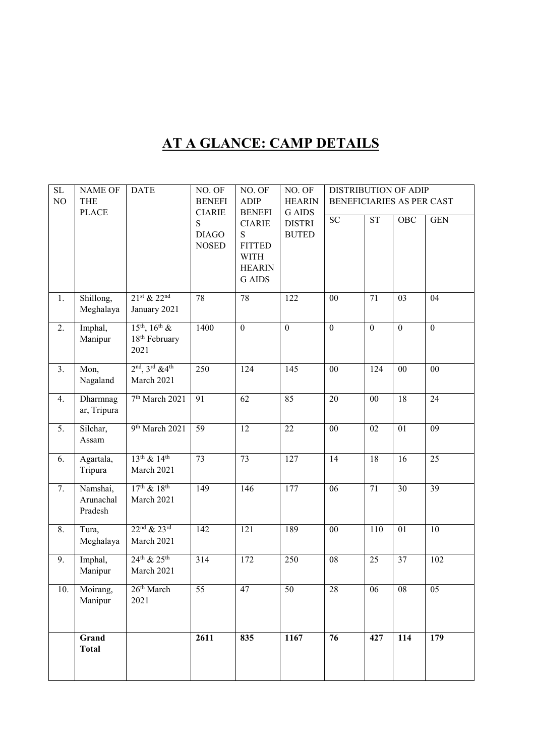# AT A GLANCE: CAMP DETAILS

| SL NO | NAME OF THE PLACE | DATE | NO. OF BENEFICIARIES DIAGONOSED | NO. OF ADIP BENEFICIARIES FITTED WITH HEARING AIDS | NO. OF HEARING AIDS DISTRIBUTED | DISTRIBUTION OF ADIP BENEFICIARIES AS PER CAST | | | |
|---|---|---|---|---|---|---|---|---|---|
| | | | | | | SC | ST | OBC | GEN |
| 1. | Shillong, Meghalaya | 21st & 22nd January 2021 | 78 | 78 | 122 | 00 | 71 | 03 | 04 |
| 2. | Imphal, Manipur | 15th, 16th & 18th February 2021 | 1400 | 0 | 0 | 0 | 0 | 0 | 0 |
| 3. | Mon, Nagaland | 2nd, 3rd &4th March 2021 | 250 | 124 | 145 | 00 | 124 | 00 | 00 |
| 4. | Dharmnagar, Tripura | 7th March 2021 | 91 | 62 | 85 | 20 | 00 | 18 | 24 |
| 5. | Silchar, Assam | 9th March 2021 | 59 | 12 | 22 | 00 | 02 | 01 | 09 |
| 6. | Agartala, Tripura | 13th & 14th March 2021 | 73 | 73 | 127 | 14 | 18 | 16 | 25 |
| 7. | Namshai, Arunachal Pradesh | 17th & 18th March 2021 | 149 | 146 | 177 | 06 | 71 | 30 | 39 |
| 8. | Tura, Meghalaya | 22nd & 23rd March 2021 | 142 | 121 | 189 | 00 | 110 | 01 | 10 |
| 9. | Imphal, Manipur | 24th & 25th March 2021 | 314 | 172 | 250 | 08 | 25 | 37 | 102 |
| 10. | Moirang, Manipur | 26th March 2021 | 55 | 47 | 50 | 28 | 06 | 08 | 05 |
| | **Grand Total** | | **2611** | **835** | **1167** | **76** | **427** | **114** | **179** |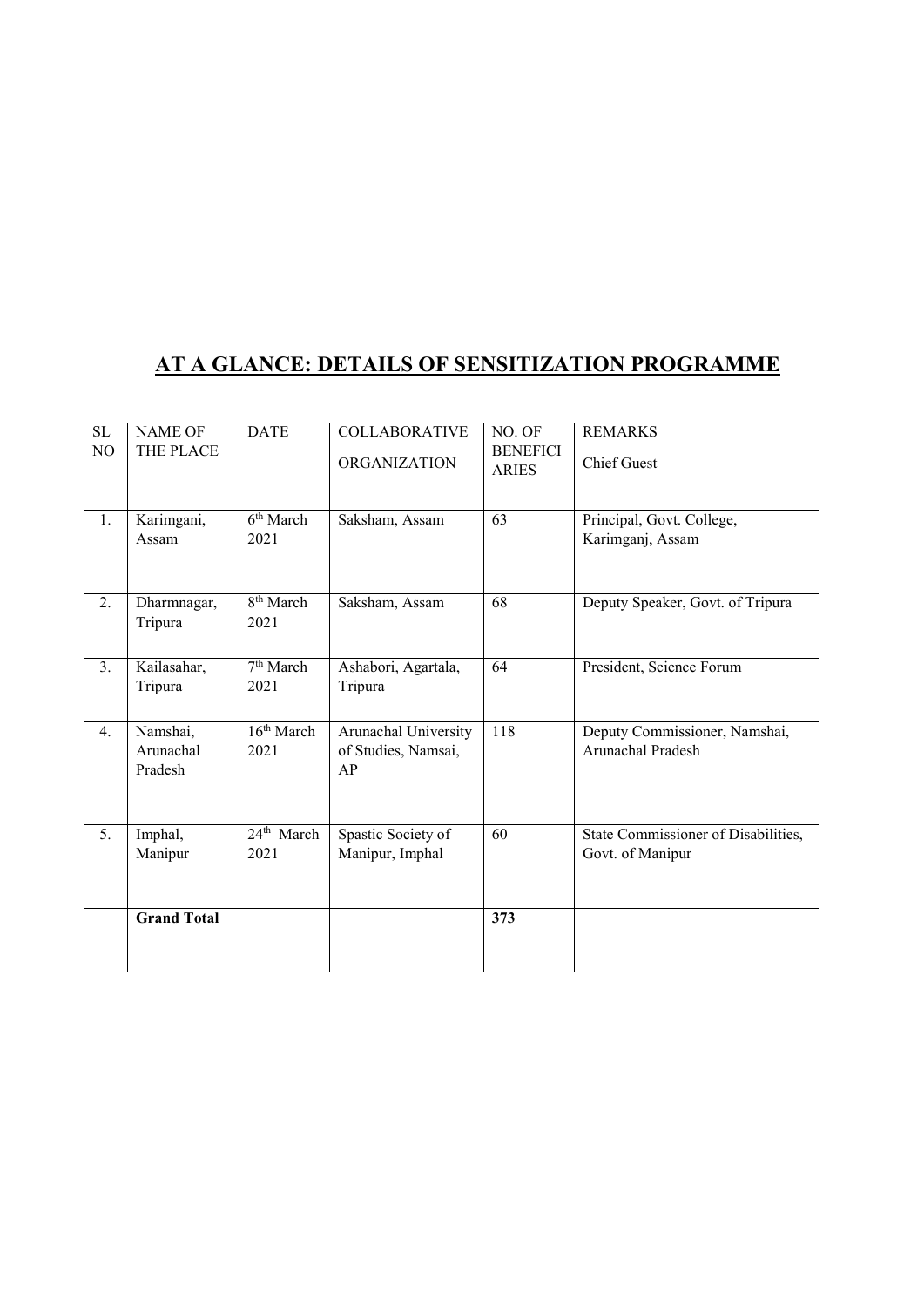# AT A GLANCE: DETAILS OF SENSITIZATION PROGRAMME

| SL NO | NAME OF THE PLACE | DATE | COLLABORATIVE ORGANIZATION | NO. OF BENEFICIARIES | REMARKS<br>Chief Guest |
|---|---|---|---|---|---|
| 1. | Karimgani, Assam | 6th March 2021 | Saksham, Assam | 63 | Principal, Govt. College, Karimganj, Assam |
| 2. | Dharmnagar, Tripura | 8th March 2021 | Saksham, Assam | 68 | Deputy Speaker, Govt. of Tripura |
| 3. | Kailasahar, Tripura | 7th March 2021 | Ashabori, Agartala, Tripura | 64 | President, Science Forum |
| 4. | Namshai, Arunachal Pradesh | 16th March 2021 | Arunachal University of Studies, Namsai, AP | 118 | Deputy Commissioner, Namshai, Arunachal Pradesh |
| 5. | Imphal, Manipur | 24th March 2021 | Spastic Society of Manipur, Imphal | 60 | State Commissioner of Disabilities, Govt. of Manipur |
| | **Grand Total** | | | **373** | |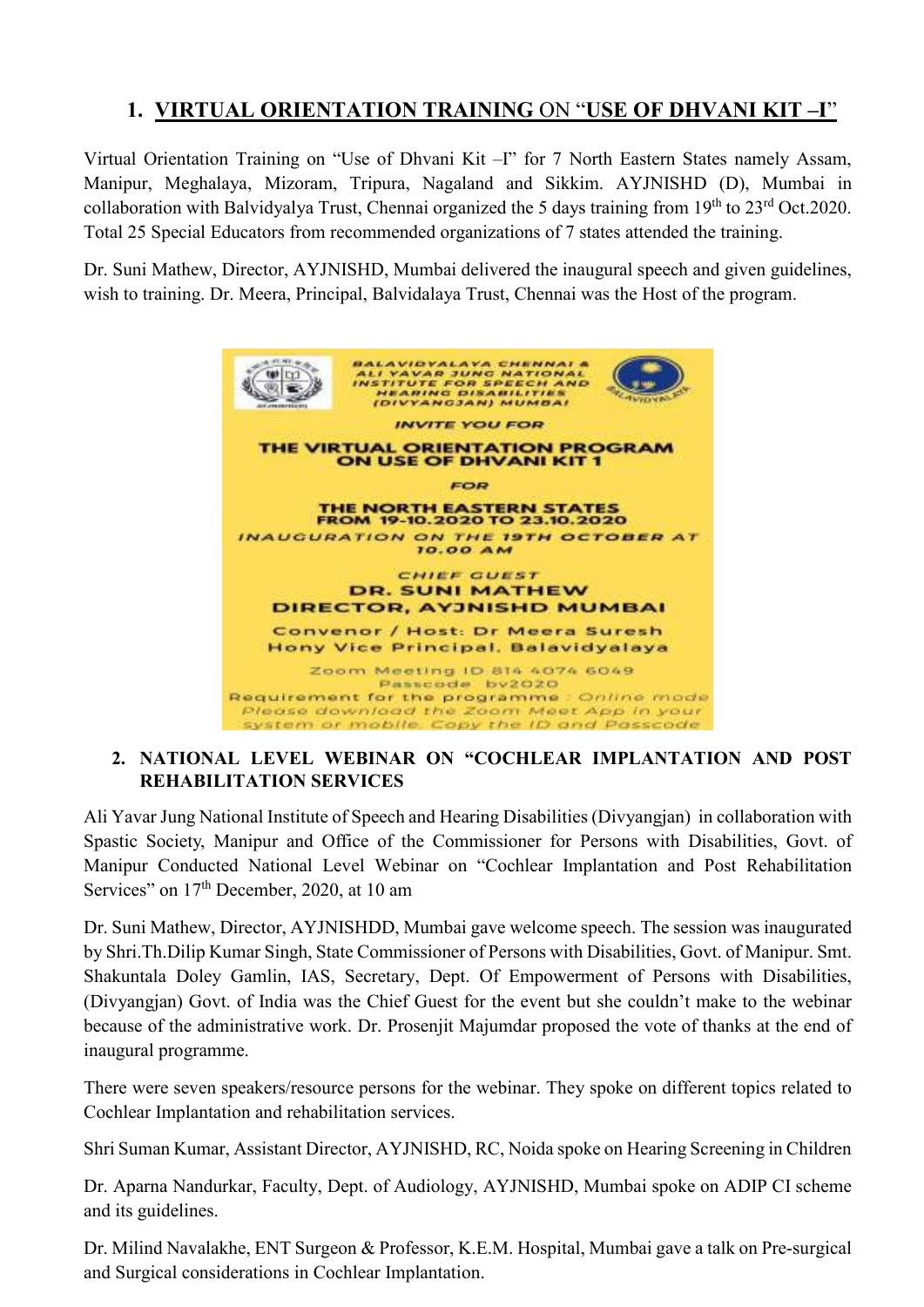## 1. VIRTUAL ORIENTATION TRAINING ON "USE OF DHVANI KIT –I"

Virtual Orientation Training on "Use of Dhvani Kit –I" for 7 North Eastern States namely Assam, Manipur, Meghalaya, Mizoram, Tripura, Nagaland and Sikkim. AYJNISHD (D), Mumbai in collaboration with Balvidyalya Trust, Chennai organized the 5 days training from 19th to 23rd Oct.2020. Total 25 Special Educators from recommended organizations of 7 states attended the training.

Dr. Suni Mathew, Director, AYJNISHD, Mumbai delivered the inaugural speech and given guidelines, wish to training. Dr. Meera, Principal, Balvidalaya Trust, Chennai was the Host of the program.

BALAVIDYALAYA CHENNAI & ALI YAVAR JUNG NATIONAL INSTITUTE FOR SPEECH AND HEARING DISABILITIES (DIVYANGJAN) MUMBAI

INVITE YOU FOR

THE VIRTUAL ORIENTATION PROGRAM ON USE OF DHVANI KIT 1

FOR

THE NORTH EASTERN STATES FROM 19-10.2020 TO 23.10.2020

INAUGURATION ON THE 19TH OCTOBER AT 10.00 AM

CHIEF GUEST
DR. SUNI MATHEW
DIRECTOR, AYJNISHD MUMBAI

Convenor / Host: Dr Meera Suresh
Hony Vice Principal, Balavidyalaya

Zoom Meeting ID 814 4074 6049
Passcode bv2020
Requirement for the programme : Online mode
Please download the Zoom Meet App in your system or mobile. Copy the ID and Passcode

## 2. NATIONAL LEVEL WEBINAR ON "COCHLEAR IMPLANTATION AND POST REHABILITATION SERVICES

Ali Yavar Jung National Institute of Speech and Hearing Disabilities (Divyangjan) in collaboration with Spastic Society, Manipur and Office of the Commissioner for Persons with Disabilities, Govt. of Manipur Conducted National Level Webinar on "Cochlear Implantation and Post Rehabilitation Services" on 17th December, 2020, at 10 am

Dr. Suni Mathew, Director, AYJNISHDD, Mumbai gave welcome speech. The session was inaugurated by Shri.Th.Dilip Kumar Singh, State Commissioner of Persons with Disabilities, Govt. of Manipur. Smt. Shakuntala Doley Gamlin, IAS, Secretary, Dept. Of Empowerment of Persons with Disabilities, (Divyangjan) Govt. of India was the Chief Guest for the event but she couldn't make to the webinar because of the administrative work. Dr. Prosenjit Majumdar proposed the vote of thanks at the end of inaugural programme.

There were seven speakers/resource persons for the webinar. They spoke on different topics related to Cochlear Implantation and rehabilitation services.

Shri Suman Kumar, Assistant Director, AYJNISHD, RC, Noida spoke on Hearing Screening in Children

Dr. Aparna Nandurkar, Faculty, Dept. of Audiology, AYJNISHD, Mumbai spoke on ADIP CI scheme and its guidelines.

Dr. Milind Navalakhe, ENT Surgeon & Professor, K.E.M. Hospital, Mumbai gave a talk on Pre-surgical and Surgical considerations in Cochlear Implantation.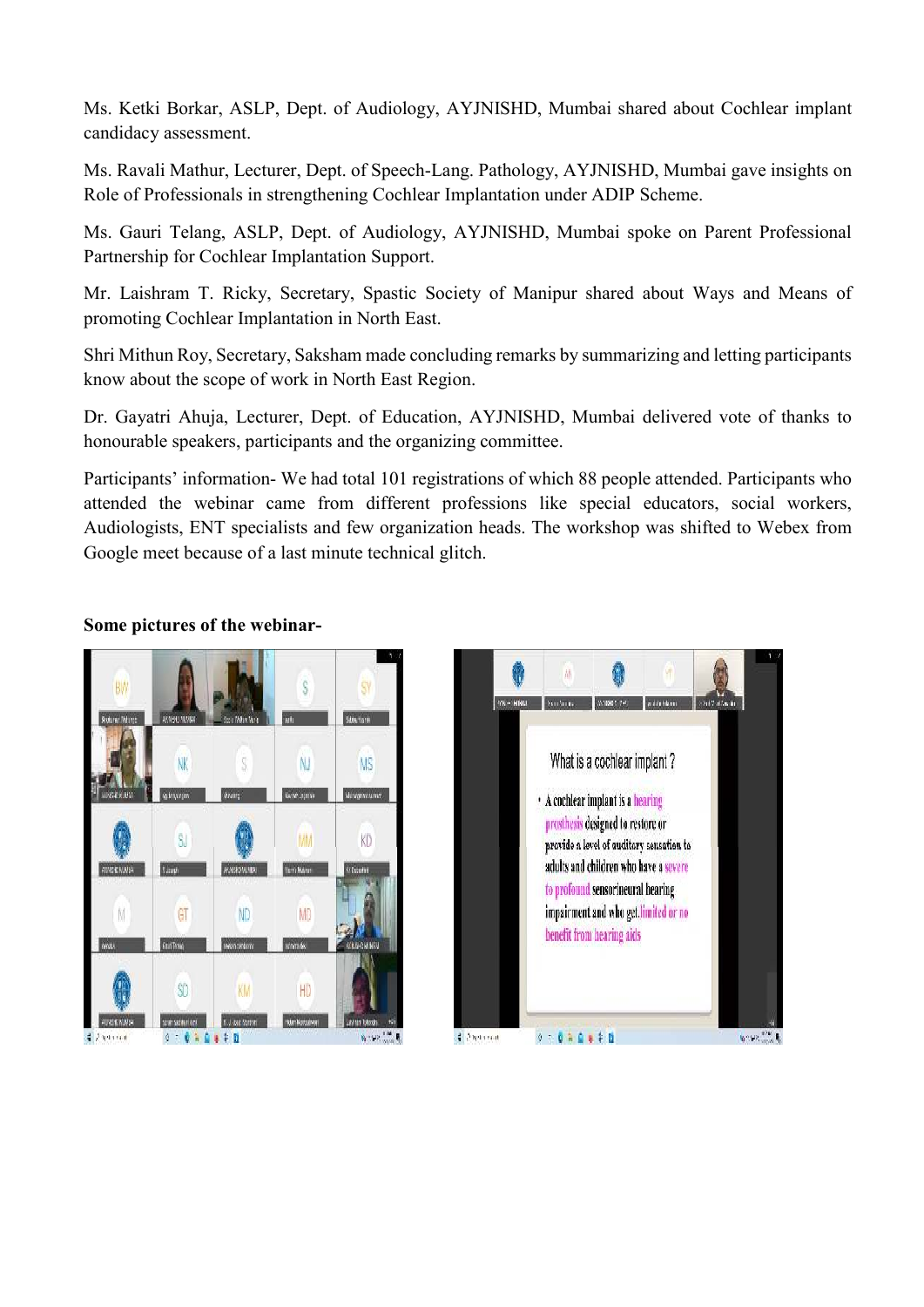Ms. Ketki Borkar, ASLP, Dept. of Audiology, AYJNISHD, Mumbai shared about Cochlear implant candidacy assessment.

Ms. Ravali Mathur, Lecturer, Dept. of Speech-Lang. Pathology, AYJNISHD, Mumbai gave insights on Role of Professionals in strengthening Cochlear Implantation under ADIP Scheme.

Ms. Gauri Telang, ASLP, Dept. of Audiology, AYJNISHD, Mumbai spoke on Parent Professional Partnership for Cochlear Implantation Support.

Mr. Laishram T. Ricky, Secretary, Spastic Society of Manipur shared about Ways and Means of promoting Cochlear Implantation in North East.

Shri Mithun Roy, Secretary, Saksham made concluding remarks by summarizing and letting participants know about the scope of work in North East Region.

Dr. Gayatri Ahuja, Lecturer, Dept. of Education, AYJNISHD, Mumbai delivered vote of thanks to honourable speakers, participants and the organizing committee.

Participants' information- We had total 101 registrations of which 88 people attended. Participants who attended the webinar came from different professions like special educators, social workers, Audiologists, ENT specialists and few organization heads. The workshop was shifted to Webex from Google meet because of a last minute technical glitch.

**Some pictures of the webinar-**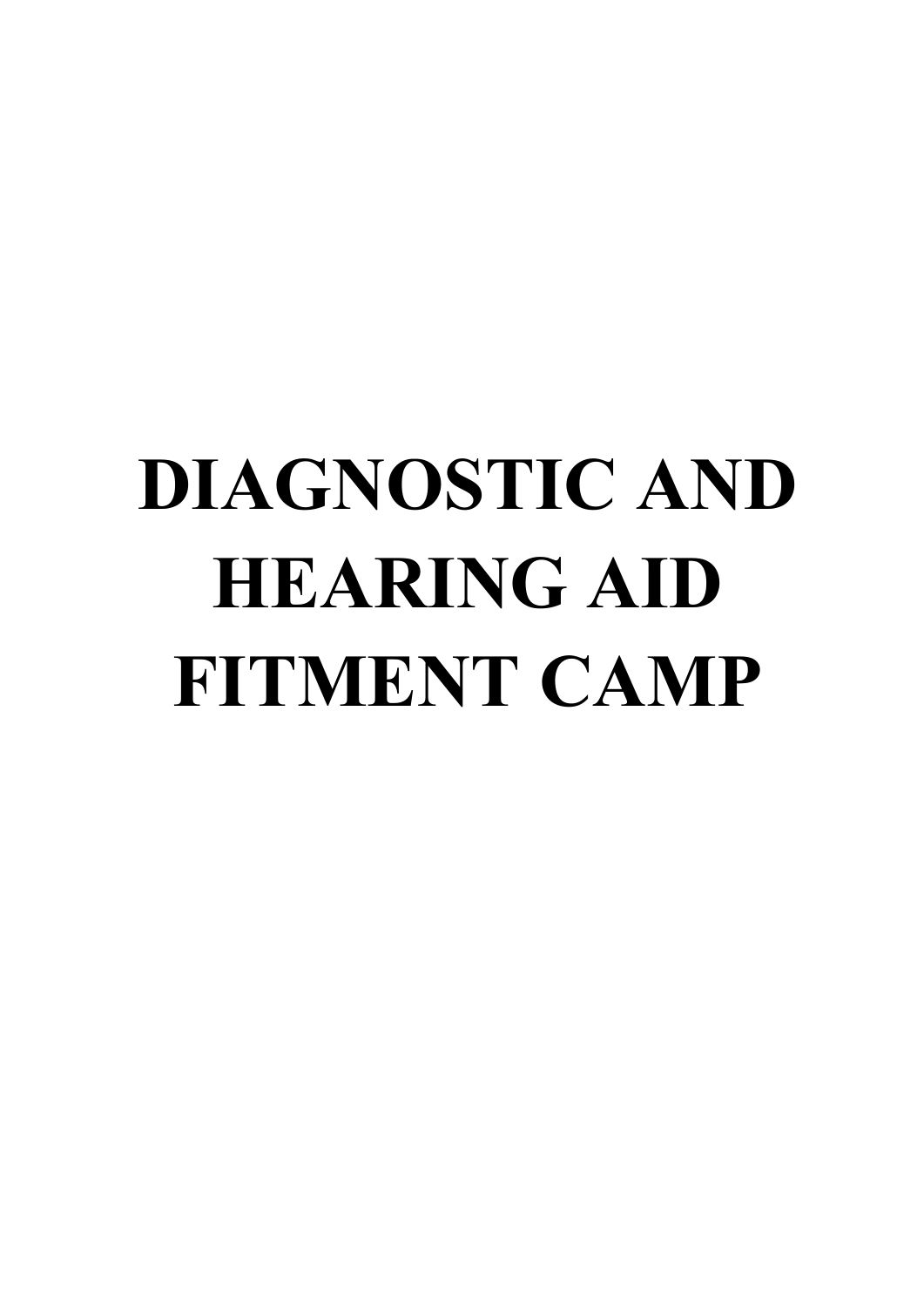# DIAGNOSTIC AND HEARING AID FITMENT CAMP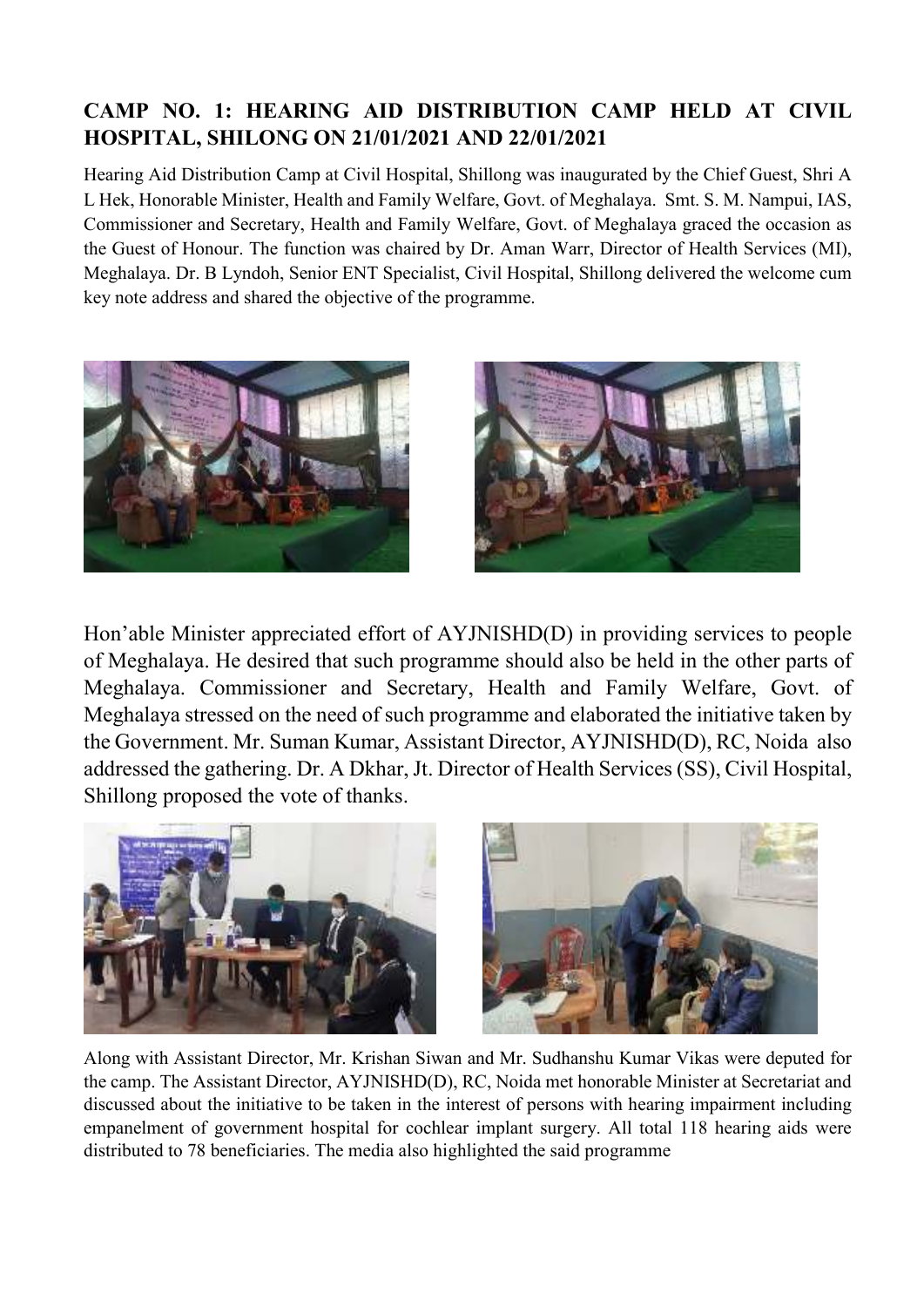## CAMP NO. 1: HEARING AID DISTRIBUTION CAMP HELD AT CIVIL HOSPITAL, SHILONG ON 21/01/2021 AND 22/01/2021

Hearing Aid Distribution Camp at Civil Hospital, Shillong was inaugurated by the Chief Guest, Shri A L Hek, Honorable Minister, Health and Family Welfare, Govt. of Meghalaya. Smt. S. M. Nampui, IAS, Commissioner and Secretary, Health and Family Welfare, Govt. of Meghalaya graced the occasion as the Guest of Honour. The function was chaired by Dr. Aman Warr, Director of Health Services (MI), Meghalaya. Dr. B Lyndoh, Senior ENT Specialist, Civil Hospital, Shillong delivered the welcome cum key note address and shared the objective of the programme.

Hon'able Minister appreciated effort of AYJNISHD(D) in providing services to people of Meghalaya. He desired that such programme should also be held in the other parts of Meghalaya. Commissioner and Secretary, Health and Family Welfare, Govt. of Meghalaya stressed on the need of such programme and elaborated the initiative taken by the Government. Mr. Suman Kumar, Assistant Director, AYJNISHD(D), RC, Noida also addressed the gathering. Dr. A Dkhar, Jt. Director of Health Services (SS), Civil Hospital, Shillong proposed the vote of thanks.

Along with Assistant Director, Mr. Krishan Siwan and Mr. Sudhanshu Kumar Vikas were deputed for the camp. The Assistant Director, AYJNISHD(D), RC, Noida met honorable Minister at Secretariat and discussed about the initiative to be taken in the interest of persons with hearing impairment including empanelment of government hospital for cochlear implant surgery. All total 118 hearing aids were distributed to 78 beneficiaries. The media also highlighted the said programme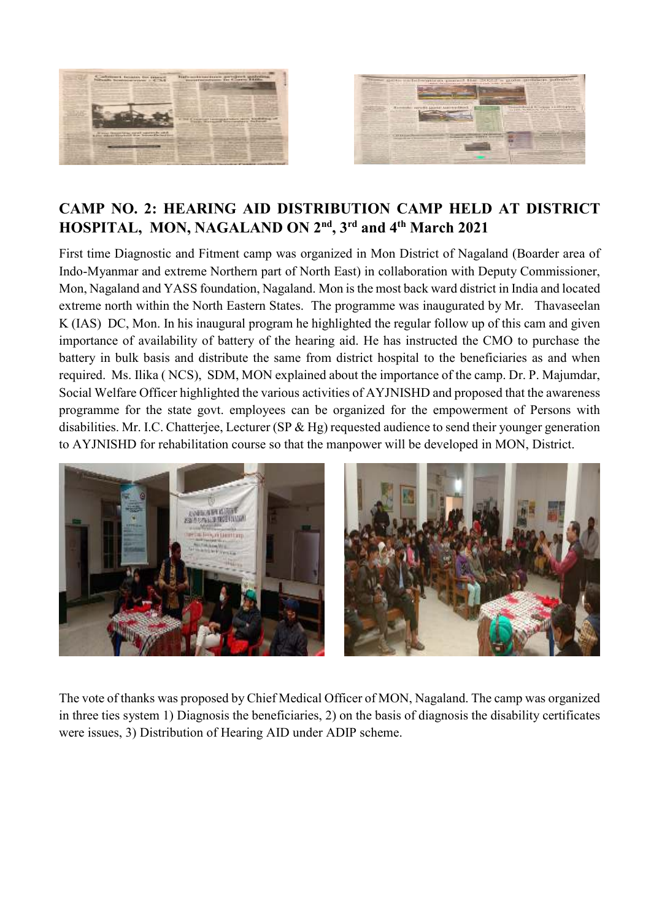## CAMP NO. 2: HEARING AID DISTRIBUTION CAMP HELD AT DISTRICT HOSPITAL, MON, NAGALAND ON 2nd, 3rd and 4th March 2021

First time Diagnostic and Fitment camp was organized in Mon District of Nagaland (Boarder area of Indo-Myanmar and extreme Northern part of North East) in collaboration with Deputy Commissioner, Mon, Nagaland and YASS foundation, Nagaland. Mon is the most back ward district in India and located extreme north within the North Eastern States. The programme was inaugurated by Mr. Thavaseelan K (IAS) DC, Mon. In his inaugural program he highlighted the regular follow up of this cam and given importance of availability of battery of the hearing aid. He has instructed the CMO to purchase the battery in bulk basis and distribute the same from district hospital to the beneficiaries as and when required. Ms. Ilika ( NCS), SDM, MON explained about the importance of the camp. Dr. P. Majumdar, Social Welfare Officer highlighted the various activities of AYJNISHD and proposed that the awareness programme for the state govt. employees can be organized for the empowerment of Persons with disabilities. Mr. I.C. Chatterjee, Lecturer (SP & Hg) requested audience to send their younger generation to AYJNISHD for rehabilitation course so that the manpower will be developed in MON, District.

The vote of thanks was proposed by Chief Medical Officer of MON, Nagaland. The camp was organized in three ties system 1) Diagnosis the beneficiaries, 2) on the basis of diagnosis the disability certificates were issues, 3) Distribution of Hearing AID under ADIP scheme.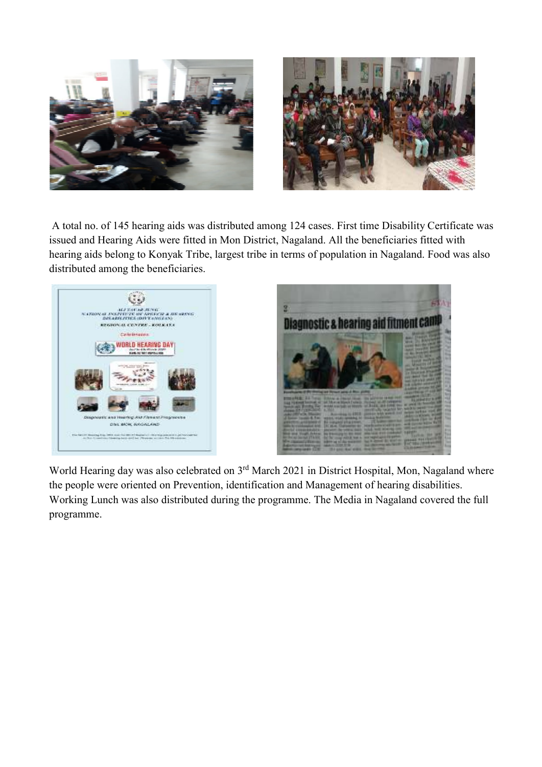A total no. of 145 hearing aids was distributed among 124 cases. First time Disability Certificate was issued and Hearing Aids were fitted in Mon District, Nagaland. All the beneficiaries fitted with hearing aids belong to Konyak Tribe, largest tribe in terms of population in Nagaland. Food was also distributed among the beneficiaries.

World Hearing day was also celebrated on 3rd March 2021 in District Hospital, Mon, Nagaland where the people were oriented on Prevention, identification and Management of hearing disabilities. Working Lunch was also distributed during the programme. The Media in Nagaland covered the full programme.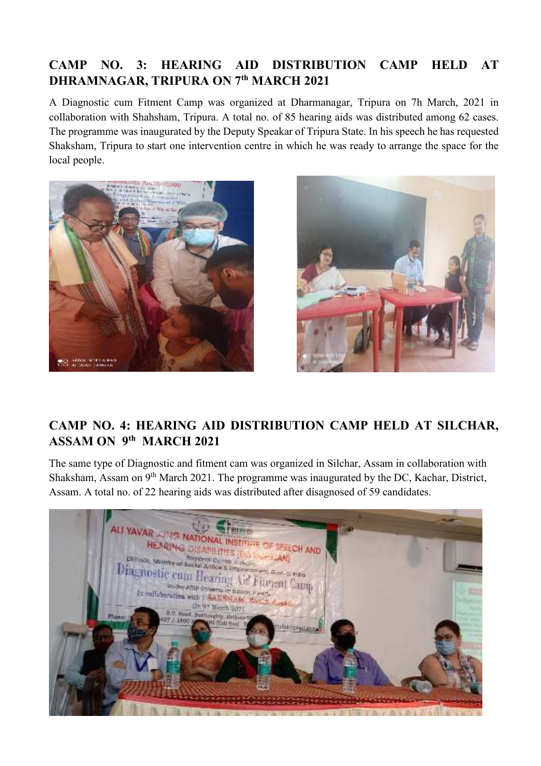## CAMP NO. 3: HEARING AID DISTRIBUTION CAMP HELD AT DHRAMNAGAR, TRIPURA ON 7th MARCH 2021

A Diagnostic cum Fitment Camp was organized at Dharmanagar, Tripura on 7h March, 2021 in collaboration with Shahsham, Tripura. A total no. of 85 hearing aids was distributed among 62 cases. The programme was inaugurated by the Deputy Speakar of Tripura State. In his speech he has requested Shaksham, Tripura to start one intervention centre in which he was ready to arrange the space for the local people.

## CAMP NO. 4: HEARING AID DISTRIBUTION CAMP HELD AT SILCHAR, ASSAM ON 9th MARCH 2021

The same type of Diagnostic and fitment cam was organized in Silchar, Assam in collaboration with Shaksham, Assam on 9th March 2021. The programme was inaugurated by the DC, Kachar, District, Assam. A total no. of 22 hearing aids was distributed after disagnosed of 59 candidates.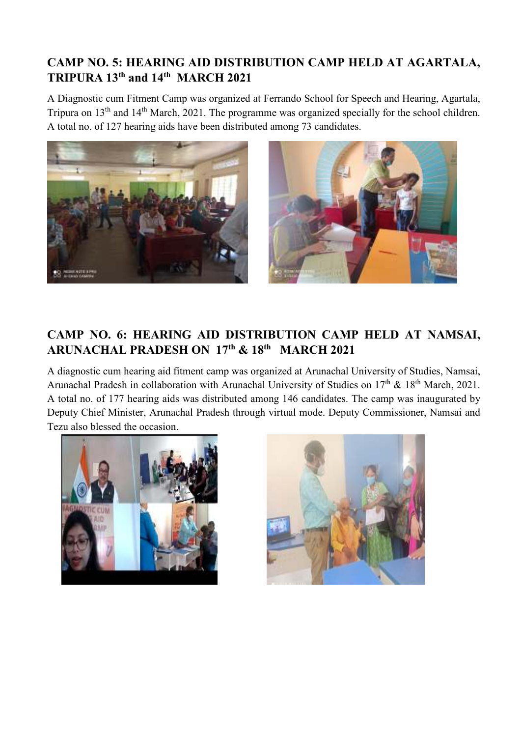## CAMP NO. 5: HEARING AID DISTRIBUTION CAMP HELD AT AGARTALA, TRIPURA 13th and 14th MARCH 2021

A Diagnostic cum Fitment Camp was organized at Ferrando School for Speech and Hearing, Agartala, Tripura on 13th and 14th March, 2021. The programme was organized specially for the school children. A total no. of 127 hearing aids have been distributed among 73 candidates.

## CAMP NO. 6: HEARING AID DISTRIBUTION CAMP HELD AT NAMSAI, ARUNACHAL PRADESH ON 17th & 18th MARCH 2021

A diagnostic cum hearing aid fitment camp was organized at Arunachal University of Studies, Namsai, Arunachal Pradesh in collaboration with Arunachal University of Studies on 17th & 18th March, 2021. A total no. of 177 hearing aids was distributed among 146 candidates. The camp was inaugurated by Deputy Chief Minister, Arunachal Pradesh through virtual mode. Deputy Commissioner, Namsai and Tezu also blessed the occasion.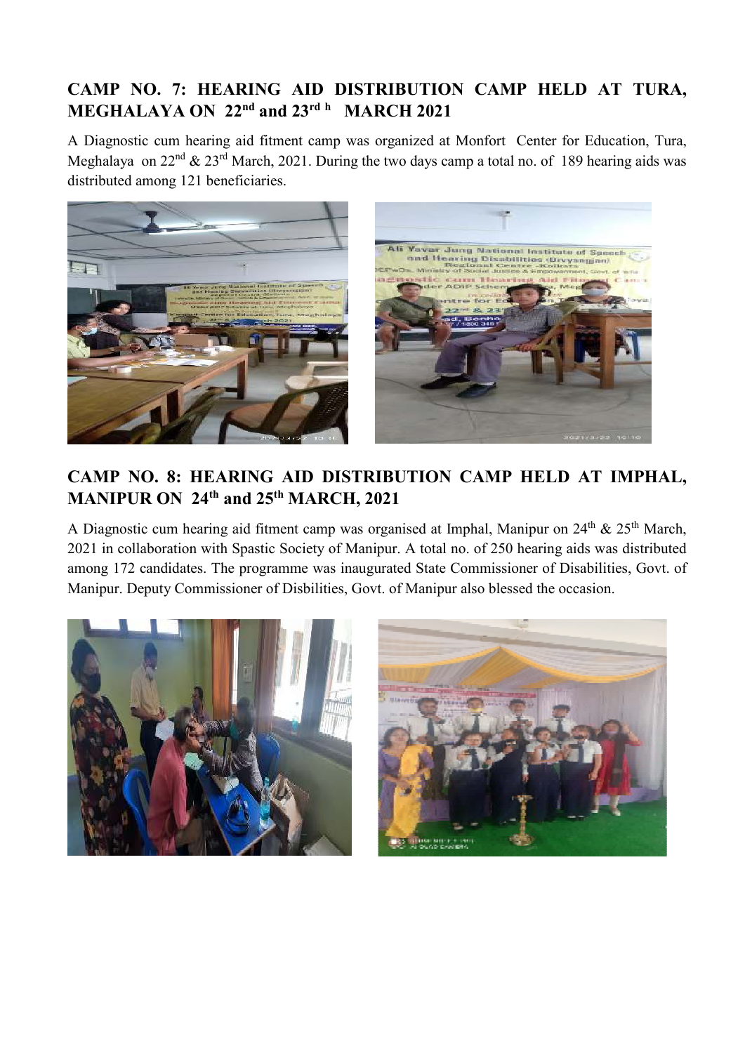## CAMP NO. 7: HEARING AID DISTRIBUTION CAMP HELD AT TURA, MEGHALAYA ON 22nd and 23rd h MARCH 2021

A Diagnostic cum hearing aid fitment camp was organized at Monfort Center for Education, Tura, Meghalaya on 22nd & 23rd March, 2021. During the two days camp a total no. of 189 hearing aids was distributed among 121 beneficiaries.

## CAMP NO. 8: HEARING AID DISTRIBUTION CAMP HELD AT IMPHAL, MANIPUR ON 24th and 25th MARCH, 2021

A Diagnostic cum hearing aid fitment camp was organised at Imphal, Manipur on 24th & 25th March, 2021 in collaboration with Spastic Society of Manipur. A total no. of 250 hearing aids was distributed among 172 candidates. The programme was inaugurated State Commissioner of Disabilities, Govt. of Manipur. Deputy Commissioner of Disbilities, Govt. of Manipur also blessed the occasion.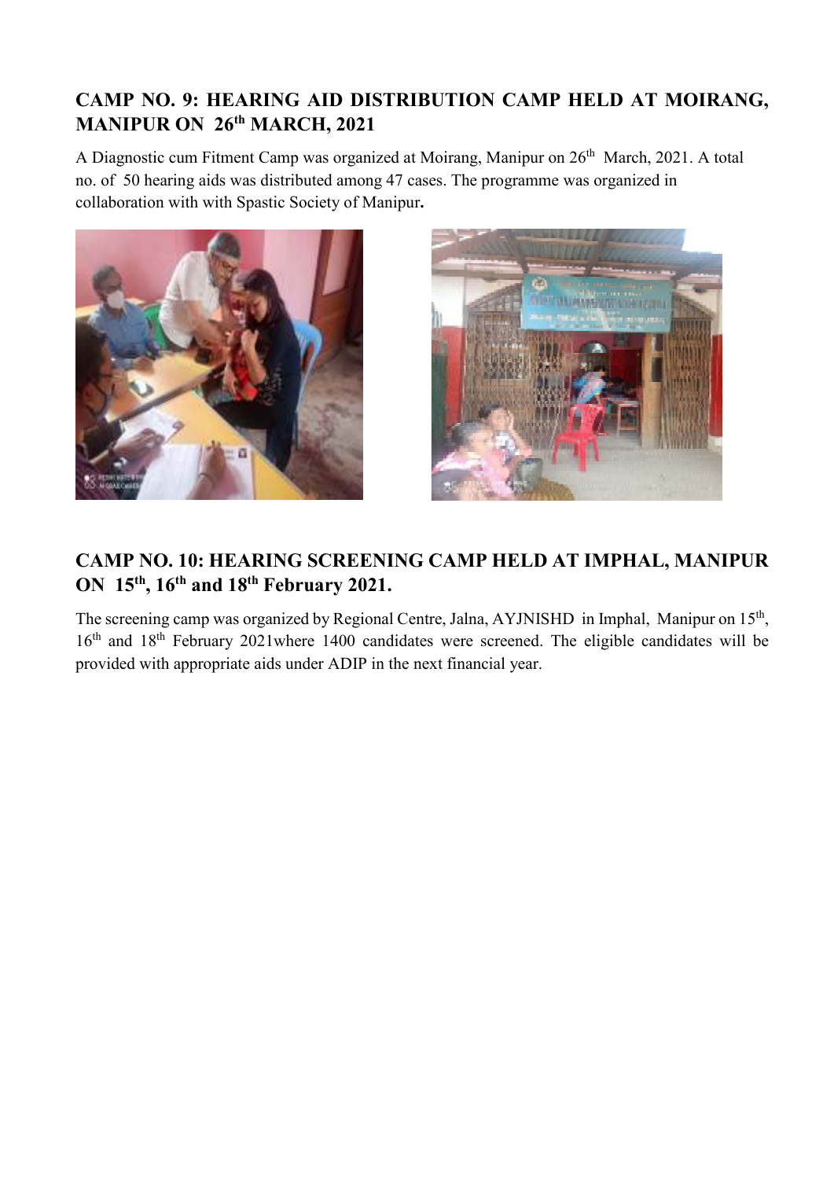## CAMP NO. 9: HEARING AID DISTRIBUTION CAMP HELD AT MOIRANG, MANIPUR ON 26th MARCH, 2021

A Diagnostic cum Fitment Camp was organized at Moirang, Manipur on 26th March, 2021. A total no. of 50 hearing aids was distributed among 47 cases. The programme was organized in collaboration with with Spastic Society of Manipur**.**

## CAMP NO. 10: HEARING SCREENING CAMP HELD AT IMPHAL, MANIPUR ON 15th, 16th and 18th February 2021.

The screening camp was organized by Regional Centre, Jalna, AYJNISHD in Imphal, Manipur on 15th, 16th and 18th February 2021where 1400 candidates were screened. The eligible candidates will be provided with appropriate aids under ADIP in the next financial year.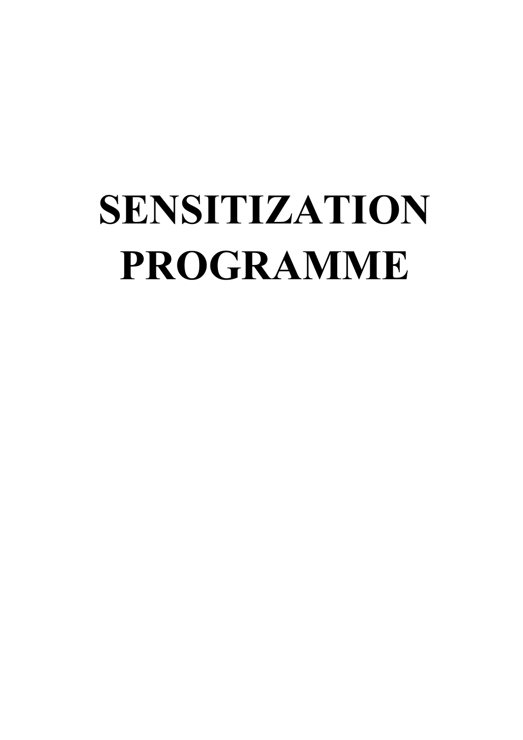# SENSITIZATION PROGRAMME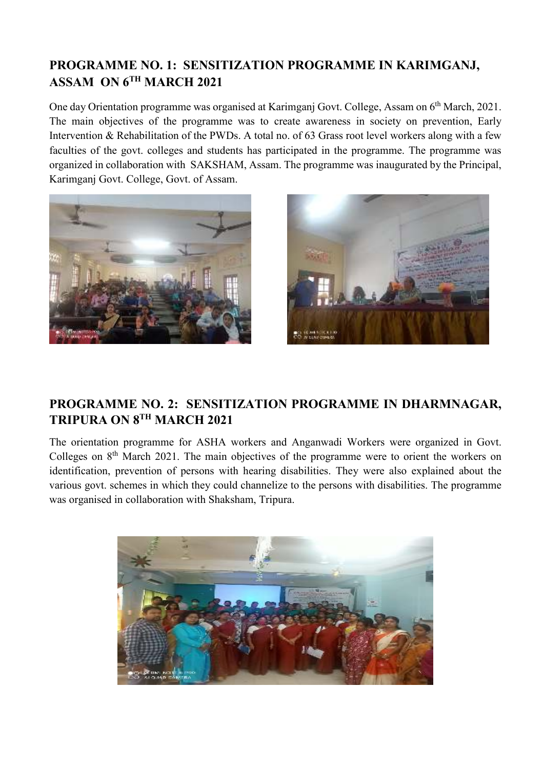## PROGRAMME NO. 1: SENSITIZATION PROGRAMME IN KARIMGANJ, ASSAM ON 6TH MARCH 2021

One day Orientation programme was organised at Karimganj Govt. College, Assam on 6th March, 2021. The main objectives of the programme was to create awareness in society on prevention, Early Intervention & Rehabilitation of the PWDs. A total no. of 63 Grass root level workers along with a few faculties of the govt. colleges and students has participated in the programme. The programme was organized in collaboration with SAKSHAM, Assam. The programme was inaugurated by the Principal, Karimganj Govt. College, Govt. of Assam.

## PROGRAMME NO. 2: SENSITIZATION PROGRAMME IN DHARMNAGAR, TRIPURA ON 8TH MARCH 2021

The orientation programme for ASHA workers and Anganwadi Workers were organized in Govt. Colleges on 8th March 2021. The main objectives of the programme were to orient the workers on identification, prevention of persons with hearing disabilities. They were also explained about the various govt. schemes in which they could channelize to the persons with disabilities. The programme was organised in collaboration with Shaksham, Tripura.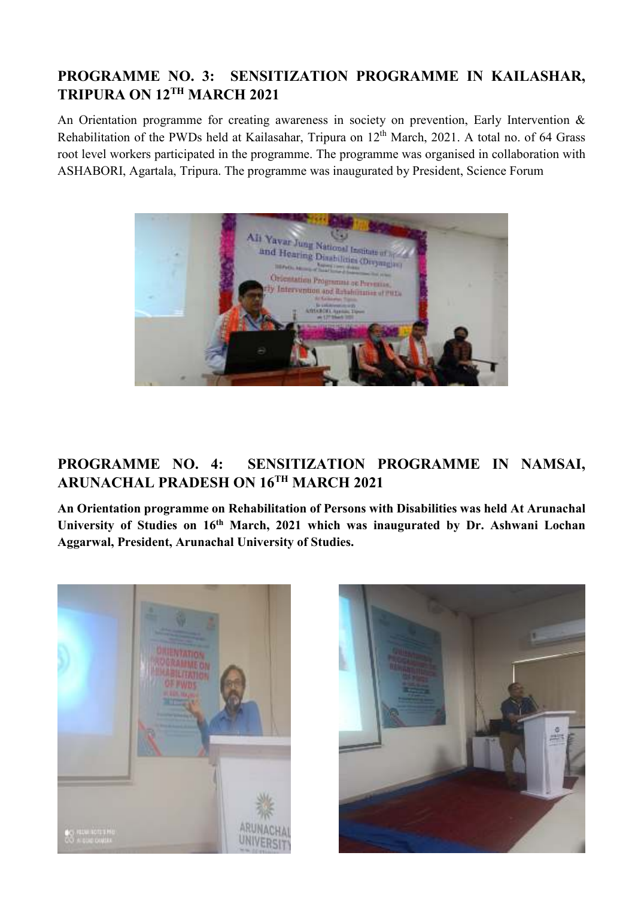## PROGRAMME NO. 3: SENSITIZATION PROGRAMME IN KAILASHAR, TRIPURA ON 12TH MARCH 2021

An Orientation programme for creating awareness in society on prevention, Early Intervention & Rehabilitation of the PWDs held at Kailasahar, Tripura on 12th March, 2021. A total no. of 64 Grass root level workers participated in the programme. The programme was organised in collaboration with ASHABORI, Agartala, Tripura. The programme was inaugurated by President, Science Forum

## PROGRAMME NO. 4: SENSITIZATION PROGRAMME IN NAMSAI, ARUNACHAL PRADESH ON 16TH MARCH 2021

**An Orientation programme on Rehabilitation of Persons with Disabilities was held At Arunachal University of Studies on 16th March, 2021 which was inaugurated by Dr. Ashwani Lochan Aggarwal, President, Arunachal University of Studies.**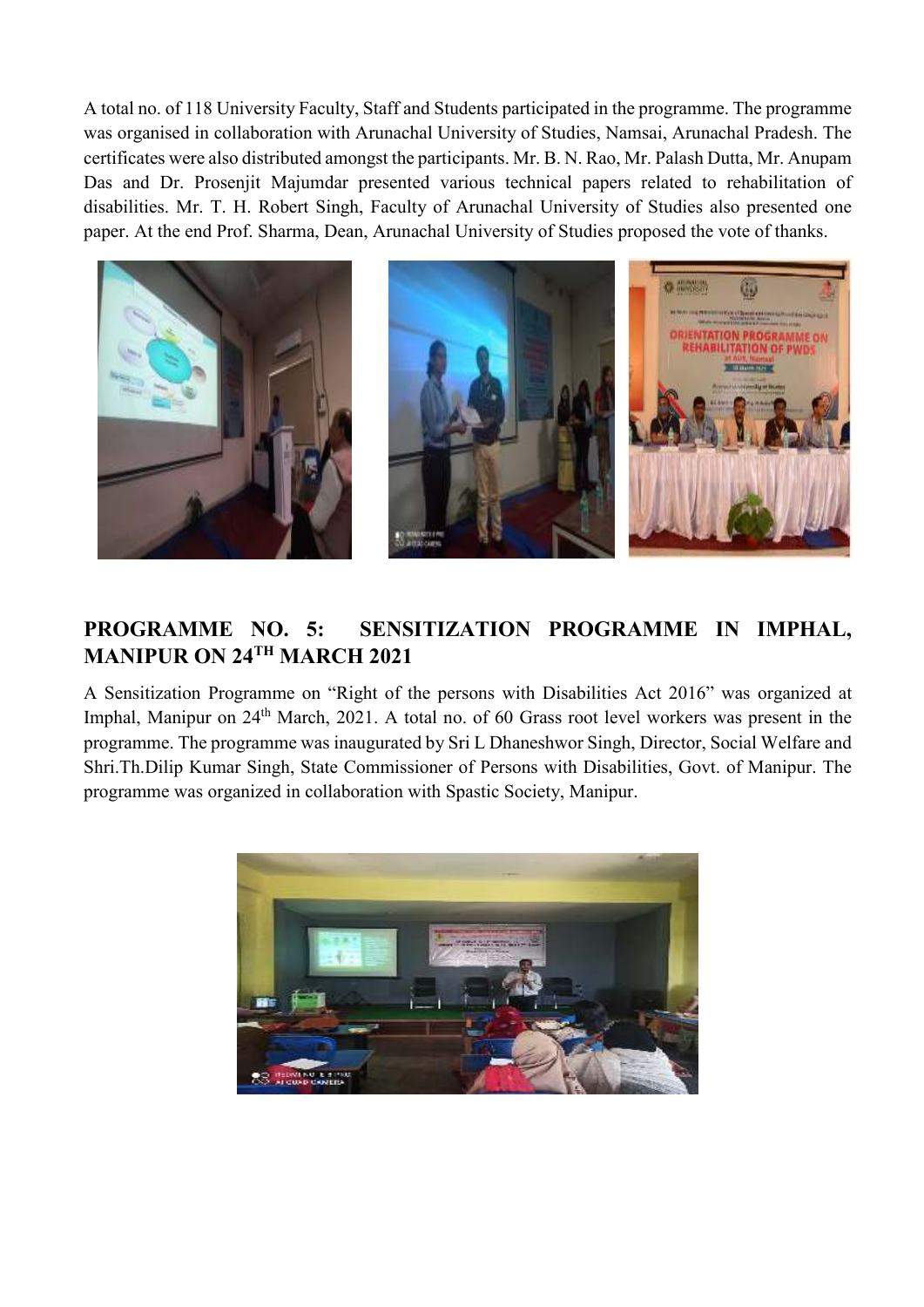A total no. of 118 University Faculty, Staff and Students participated in the programme. The programme was organised in collaboration with Arunachal University of Studies, Namsai, Arunachal Pradesh. The certificates were also distributed amongst the participants. Mr. B. N. Rao, Mr. Palash Dutta, Mr. Anupam Das and Dr. Prosenjit Majumdar presented various technical papers related to rehabilitation of disabilities. Mr. T. H. Robert Singh, Faculty of Arunachal University of Studies also presented one paper. At the end Prof. Sharma, Dean, Arunachal University of Studies proposed the vote of thanks.

## PROGRAMME NO. 5: SENSITIZATION PROGRAMME IN IMPHAL, MANIPUR ON 24TH MARCH 2021

A Sensitization Programme on "Right of the persons with Disabilities Act 2016" was organized at Imphal, Manipur on 24th March, 2021. A total no. of 60 Grass root level workers was present in the programme. The programme was inaugurated by Sri L Dhaneshwor Singh, Director, Social Welfare and Shri.Th.Dilip Kumar Singh, State Commissioner of Persons with Disabilities, Govt. of Manipur. The programme was organized in collaboration with Spastic Society, Manipur.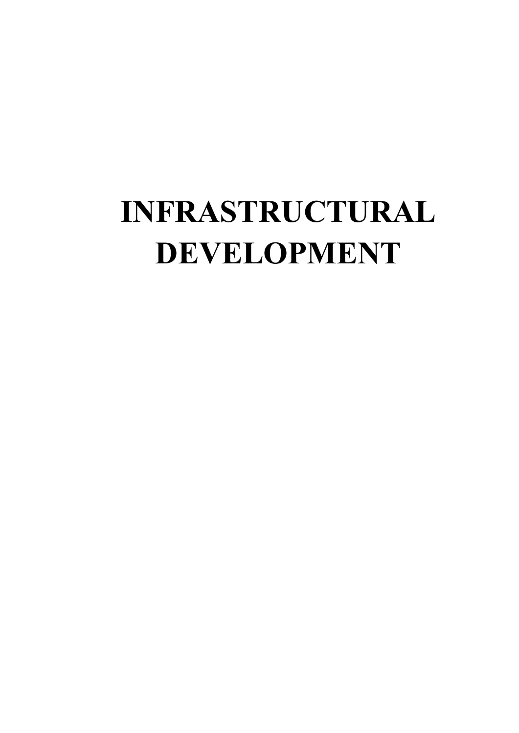# INFRASTRUCTURAL DEVELOPMENT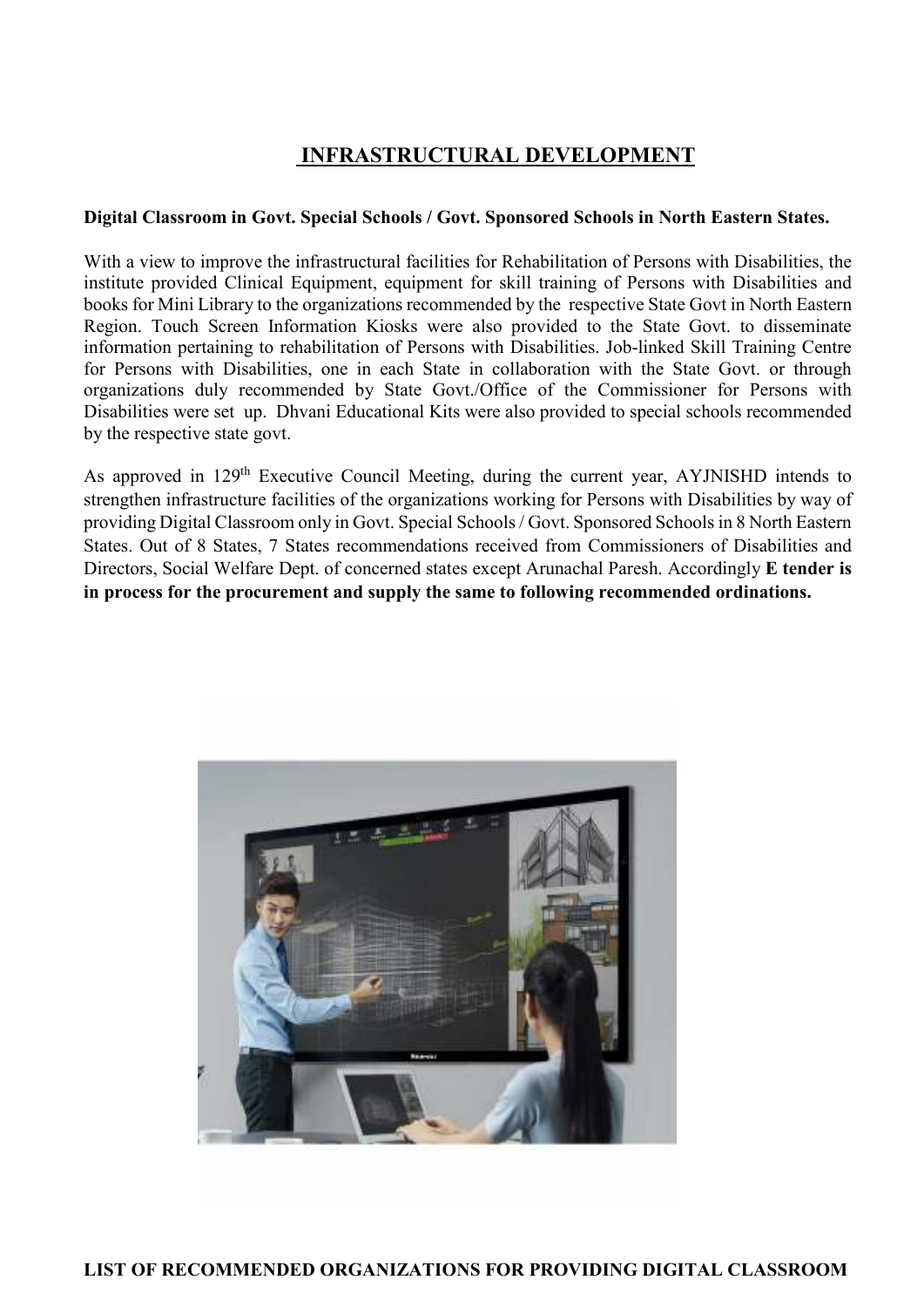# INFRASTRUCTURAL DEVELOPMENT

**Digital Classroom in Govt. Special Schools / Govt. Sponsored Schools in North Eastern States.**

With a view to improve the infrastructural facilities for Rehabilitation of Persons with Disabilities, the institute provided Clinical Equipment, equipment for skill training of Persons with Disabilities and books for Mini Library to the organizations recommended by the respective State Govt in North Eastern Region. Touch Screen Information Kiosks were also provided to the State Govt. to disseminate information pertaining to rehabilitation of Persons with Disabilities. Job-linked Skill Training Centre for Persons with Disabilities, one in each State in collaboration with the State Govt. or through organizations duly recommended by State Govt./Office of the Commissioner for Persons with Disabilities were set up. Dhvani Educational Kits were also provided to special schools recommended by the respective state govt.

As approved in 129th Executive Council Meeting, during the current year, AYJNISHD intends to strengthen infrastructure facilities of the organizations working for Persons with Disabilities by way of providing Digital Classroom only in Govt. Special Schools / Govt. Sponsored Schools in 8 North Eastern States. Out of 8 States, 7 States recommendations received from Commissioners of Disabilities and Directors, Social Welfare Dept. of concerned states except Arunachal Paresh. Accordingly **E tender is in process for the procurement and supply the same to following recommended ordinations.**

**LIST OF RECOMMENDED ORGANIZATIONS FOR PROVIDING DIGITAL CLASSROOM**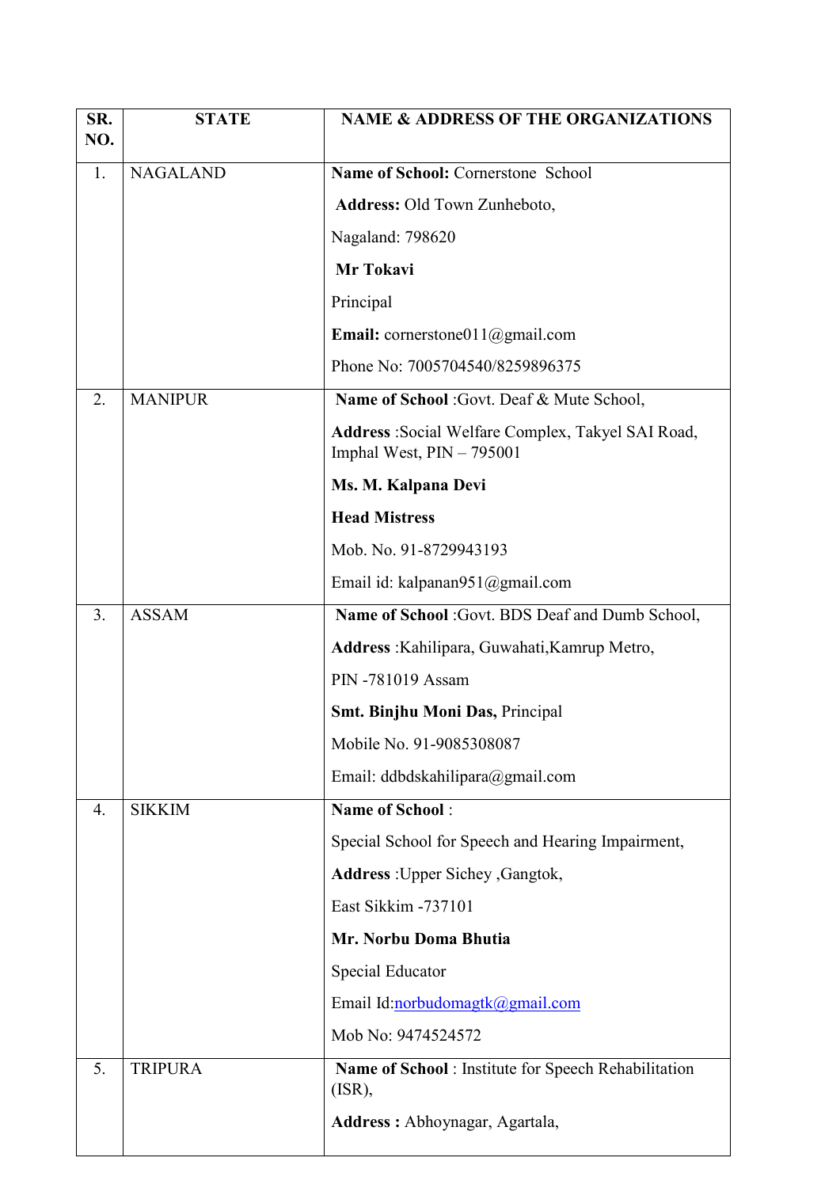| SR. NO. | STATE | NAME & ADDRESS OF THE ORGANIZATIONS |
|---|---|---|
| 1. | NAGALAND | **Name of School:** Cornerstone School<br>**Address:** Old Town Zunheboto,<br>Nagaland: 798620<br>**Mr Tokavi**<br>Principal<br>**Email:** cornerstone011@gmail.com<br>Phone No: 7005704540/8259896375 |
| 2. | MANIPUR | **Name of School** :Govt. Deaf & Mute School,<br>**Address** :Social Welfare Complex, Takyel SAI Road, Imphal West, PIN – 795001<br>**Ms. M. Kalpana Devi**<br>**Head Mistress**<br>Mob. No. 91-8729943193<br>Email id: kalpanan951@gmail.com |
| 3. | ASSAM | **Name of School** :Govt. BDS Deaf and Dumb School,<br>**Address** :Kahilipara, Guwahati,Kamrup Metro,<br>PIN -781019 Assam<br>**Smt. Binjhu Moni Das,** Principal<br>Mobile No. 91-9085308087<br>Email: ddbdskahilipara@gmail.com |
| 4. | SIKKIM | **Name of School** :<br>Special School for Speech and Hearing Impairment,<br>**Address** :Upper Sichey ,Gangtok,<br>East Sikkim -737101<br>**Mr. Norbu Doma Bhutia**<br>Special Educator<br>Email Id:norbudomagtk@gmail.com<br>Mob No: 9474524572 |
| 5. | TRIPURA | **Name of School** : Institute for Speech Rehabilitation (ISR),<br>**Address :** Abhoynagar, Agartala, |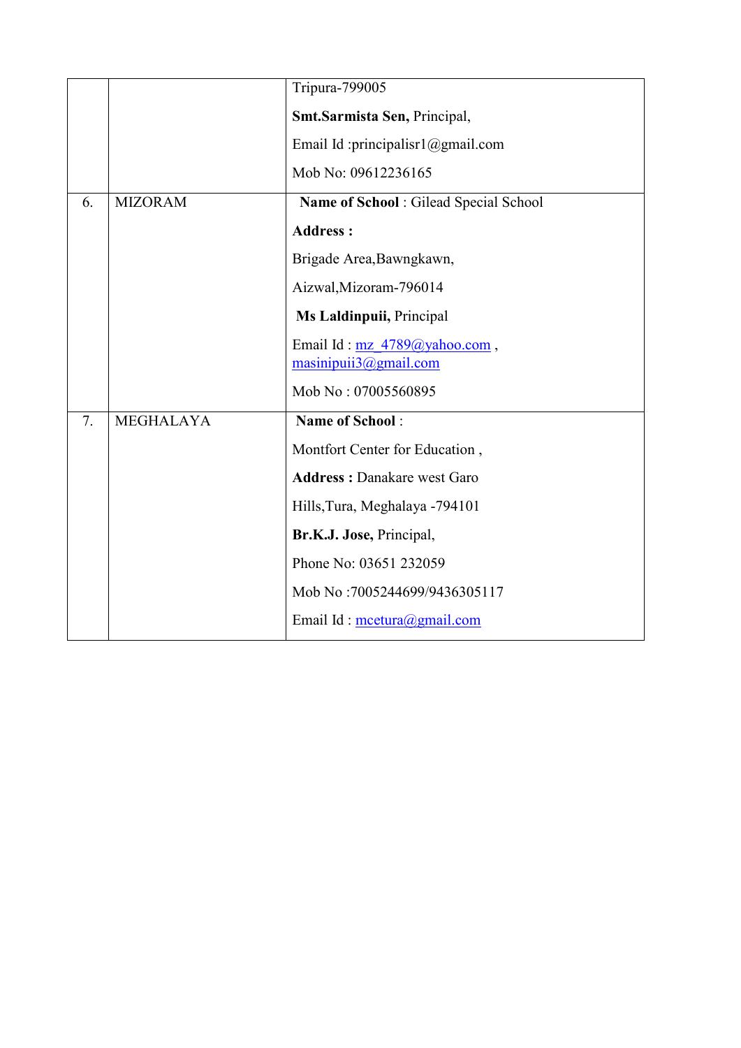| | | |
|---|---|---|
| | | Tripura-799005<br>**Smt.Sarmista Sen,** Principal,<br>Email Id :principalisr1@gmail.com<br>Mob No: 09612236165 |
| 6. | MIZORAM | **Name of School** : Gilead Special School<br>**Address :**<br>Brigade Area,Bawngkawn,<br>Aizwal,Mizoram-796014<br>**Ms Laldinpuii,** Principal<br>Email Id : mz_4789@yahoo.com , masinipuii3@gmail.com<br>Mob No : 07005560895 |
| 7. | MEGHALAYA | **Name of School** :<br>Montfort Center for Education ,<br>**Address :** Danakare west Garo<br>Hills,Tura, Meghalaya -794101<br>**Br.K.J. Jose,** Principal,<br>Phone No: 03651 232059<br>Mob No :7005244699/9436305117<br>Email Id : mcetura@gmail.com |